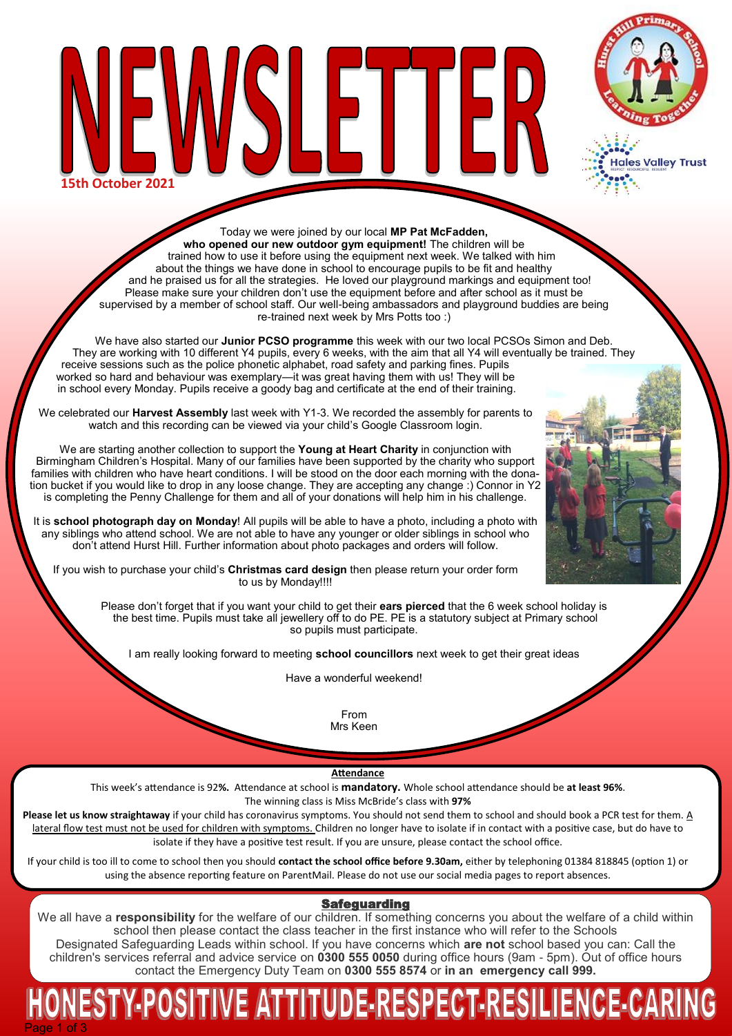# NEWSLETTER

**15th October 2021**

Today we were joined by our local **MP Pat McFadden, who opened our new outdoor gym equipment!** The children will be trained how to use it before using the equipment next week. We talked with him about the things we have done in school to encourage pupils to be fit and healthy and he praised us for all the strategies. He loved our playground markings and equipment too! Please make sure your children don't use the equipment before and after school as it must be supervised by a member of school staff. Our well-being ambassadors and playground buddies are being re-trained next week by Mrs Potts too :)

We have also started our **Junior PCSO programme** this week with our two local PCSOs Simon and Deb. They are working with 10 different Y4 pupils, every 6 weeks, with the aim that all Y4 will eventually be trained. They receive sessions such as the police phonetic alphabet, road safety and parking fines. Pupils worked so hard and behaviour was exemplary—it was great having them with us! They will be in school every Monday. Pupils receive a goody bag and certificate at the end of their training.

We celebrated our **Harvest Assembly** last week with Y1-3. We recorded the assembly for parents to watch and this recording can be viewed via your child's Google Classroom login.

We are starting another collection to support the **Young at Heart Charity** in conjunction with Birmingham Children's Hospital. Many of our families have been supported by the charity who support families with children who have heart conditions. I will be stood on the door each morning with the donation bucket if you would like to drop in any loose change. They are accepting any change :) Connor in Y2 is completing the Penny Challenge for them and all of your donations will help him in his challenge.

It is **school photograph day on Monday**! All pupils will be able to have a photo, including a photo with any siblings who attend school. We are not able to have any younger or older siblings in school who don't attend Hurst Hill. Further information about photo packages and orders will follow.

If you wish to purchase your child's **Christmas card design** then please return your order form to us by Monday!!!!

Please don't forget that if you want your child to get their **ears pierced** that the 6 week school holiday is the best time. Pupils must take all jewellery off to do PE. PE is a statutory subject at Primary school so pupils must participate.

I am really looking forward to meeting **school councillors** next week to get their great ideas

Have a wonderful weekend!

From
Mrs Keen

## Attendance

This week's attendance is 92**%.** Attendance at school is **mandatory.** Whole school attendance should be **at least 96%**.
The winning class is Miss McBride's class with **97%**

**Please let us know straightaway** if your child has coronavirus symptoms. You should not send them to school and should book a PCR test for them. A lateral flow test must not be used for children with symptoms. Children no longer have to isolate if in contact with a positive case, but do have to isolate if they have a positive test result. If you are unsure, please contact the school office.

If your child is too ill to come to school then you should **contact the school office before 9.30am,** either by telephoning 01384 818845 (option 1) or using the absence reporting feature on ParentMail. Please do not use our social media pages to report absences.

## Safeguarding

We all have a **responsibility** for the welfare of our children. If something concerns you about the welfare of a child within school then please contact the class teacher in the first instance who will refer to the Schools Designated Safeguarding Leads within school. If you have concerns which **are not** school based you can: Call the children's services referral and advice service on **0300 555 0050** during office hours (9am - 5pm). Out of office hours contact the Emergency Duty Team on **0300 555 8574** or **in an emergency call 999.**

**HONESTY-POSITIVE ATTITUDE-RESPECT-RESILIENCE-CARING**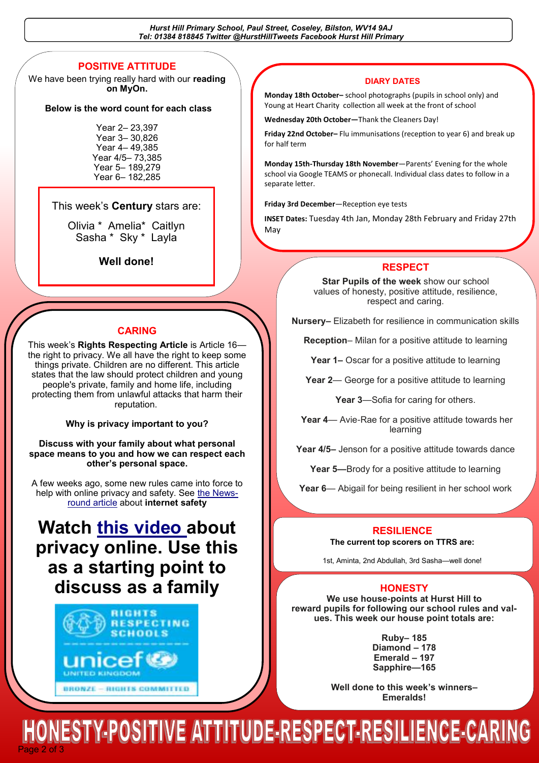Hurst Hill Primary School, Paul Street, Coseley, Bilston, WV14 9AJ
Tel: 01384 818845 Twitter @HurstHillTweets Facebook Hurst Hill Primary

## POSITIVE ATTITUDE

We have been trying really hard with our **reading on MyOn.**

**Below is the word count for each class**

Year 2– 23,397
Year 3– 30,826
Year 4– 49,385
Year 4/5– 73,385
Year 5– 189,279
Year 6– 182,285

This week's **Century** stars are:

Olivia * Amelia* Caitlyn
Sasha * Sky * Layla

**Well done!**

## CARING

This week's **Rights Respecting Article** is Article 16—the right to privacy. We all have the right to keep some things private. Children are no different. This article states that the law should protect children and young people's private, family and home life, including protecting them from unlawful attacks that harm their reputation.

**Why is privacy important to you?**

**Discuss with your family about what personal space means to you and how we can respect each other's personal space.**

A few weeks ago, some new rules came into force to help with online privacy and safety. See the Newsround article about **internet safety**

# Watch this video about privacy online. Use this as a starting point to discuss as a family

RIGHTS RESPECTING SCHOOLS
unicef UNITED KINGDOM
BRONZE – RIGHTS COMMITTED

## DIARY DATES

**Monday 18th October–** school photographs (pupils in school only) and Young at Heart Charity collection all week at the front of school

**Wednesday 20th October—**Thank the Cleaners Day!

**Friday 22nd October–** Flu immunisations (reception to year 6) and break up for half term

**Monday 15th-Thursday 18th November**—Parents' Evening for the whole school via Google TEAMS or phonecall. Individual class dates to follow in a separate letter.

**Friday 3rd December**—Reception eye tests

**INSET Dates:** Tuesday 4th Jan, Monday 28th February and Friday 27th May

## RESPECT

**Star Pupils of the week** show our school values of honesty, positive attitude, resilience, respect and caring.

**Nursery–** Elizabeth for resilience in communication skills

**Reception**– Milan for a positive attitude to learning

**Year 1–** Oscar for a positive attitude to learning

**Year 2**— George for a positive attitude to learning

**Year 3**—Sofia for caring for others.

**Year 4**— Avie-Rae for a positive attitude towards her learning

**Year 4/5–** Jenson for a positive attitude towards dance

**Year 5—**Brody for a positive attitude to learning

**Year 6**— Abigail for being resilient in her school work

## RESILIENCE

**The current top scorers on TTRS are:**

1st, Aminta, 2nd Abdullah, 3rd Sasha—well done!

## HONESTY

**We use house-points at Hurst Hill to reward pupils for following our school rules and values. This week our house point totals are:**

**Ruby– 185**
**Diamond – 178**
**Emerald – 197**
**Sapphire—165**

**Well done to this week's winners– Emeralds!**

# HONESTY-POSITIVE ATTITUDE-RESPECT-RESILIENCE-CARING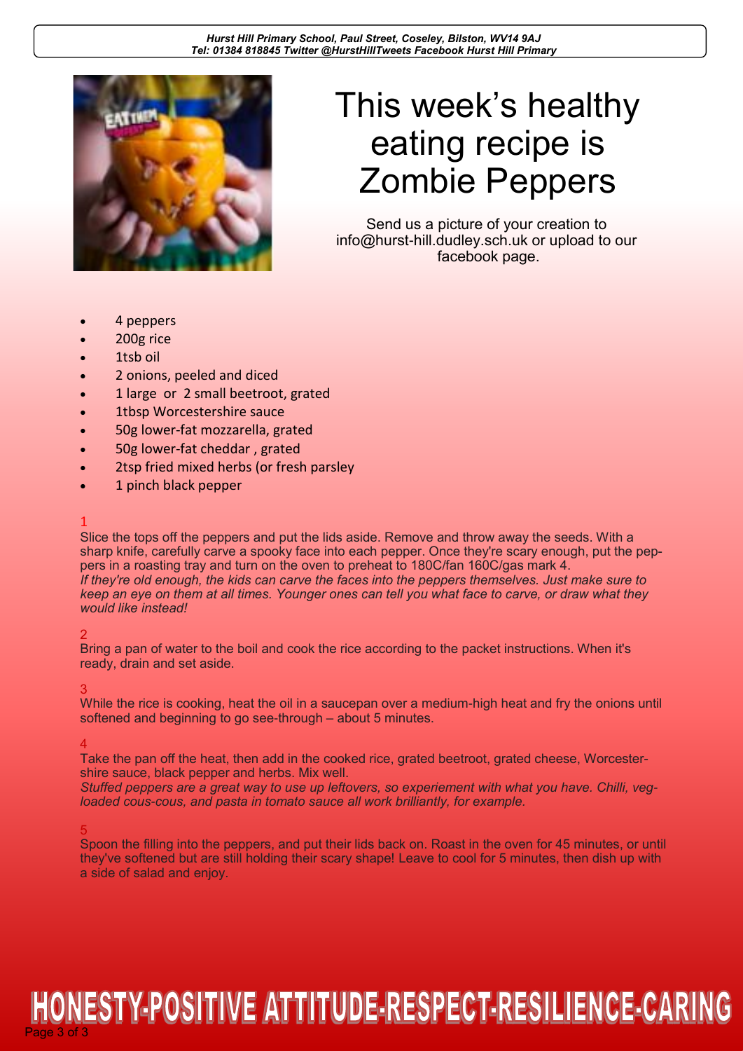Hurst Hill Primary School, Paul Street, Coseley, Bilston, WV14 9AJ
Tel: 01384 818845 Twitter @HurstHillTweets Facebook Hurst Hill Primary

# This week's healthy eating recipe is Zombie Peppers

Send us a picture of your creation to info@hurst-hill.dudley.sch.uk or upload to our facebook page.

- 4 peppers
- 200g rice
- 1tsb oil
- 2 onions, peeled and diced
- 1 large or 2 small beetroot, grated
- 1tbsp Worcestershire sauce
- 50g lower-fat mozzarella, grated
- 50g lower-fat cheddar , grated
- 2tsp fried mixed herbs (or fresh parsley
- 1 pinch black pepper

1

Slice the tops off the peppers and put the lids aside. Remove and throw away the seeds. With a sharp knife, carefully carve a spooky face into each pepper. Once they're scary enough, put the peppers in a roasting tray and turn on the oven to preheat to 180C/fan 160C/gas mark 4.
*If they're old enough, the kids can carve the faces into the peppers themselves. Just make sure to keep an eye on them at all times. Younger ones can tell you what face to carve, or draw what they would like instead!*

2

Bring a pan of water to the boil and cook the rice according to the packet instructions. When it's ready, drain and set aside.

3

While the rice is cooking, heat the oil in a saucepan over a medium-high heat and fry the onions until softened and beginning to go see-through – about 5 minutes.

4

Take the pan off the heat, then add in the cooked rice, grated beetroot, grated cheese, Worcestershire sauce, black pepper and herbs. Mix well.
*Stuffed peppers are a great way to use up leftovers, so experiement with what you have. Chilli, veg-loaded cous-cous, and pasta in tomato sauce all work brilliantly, for example.*

5

Spoon the filling into the peppers, and put their lids back on. Roast in the oven for 45 minutes, or until they've softened but are still holding their scary shape! Leave to cool for 5 minutes, then dish up with a side of salad and enjoy.

**HONESTY-POSITIVE ATTITUDE-RESPECT-RESILIENCE-CARING**